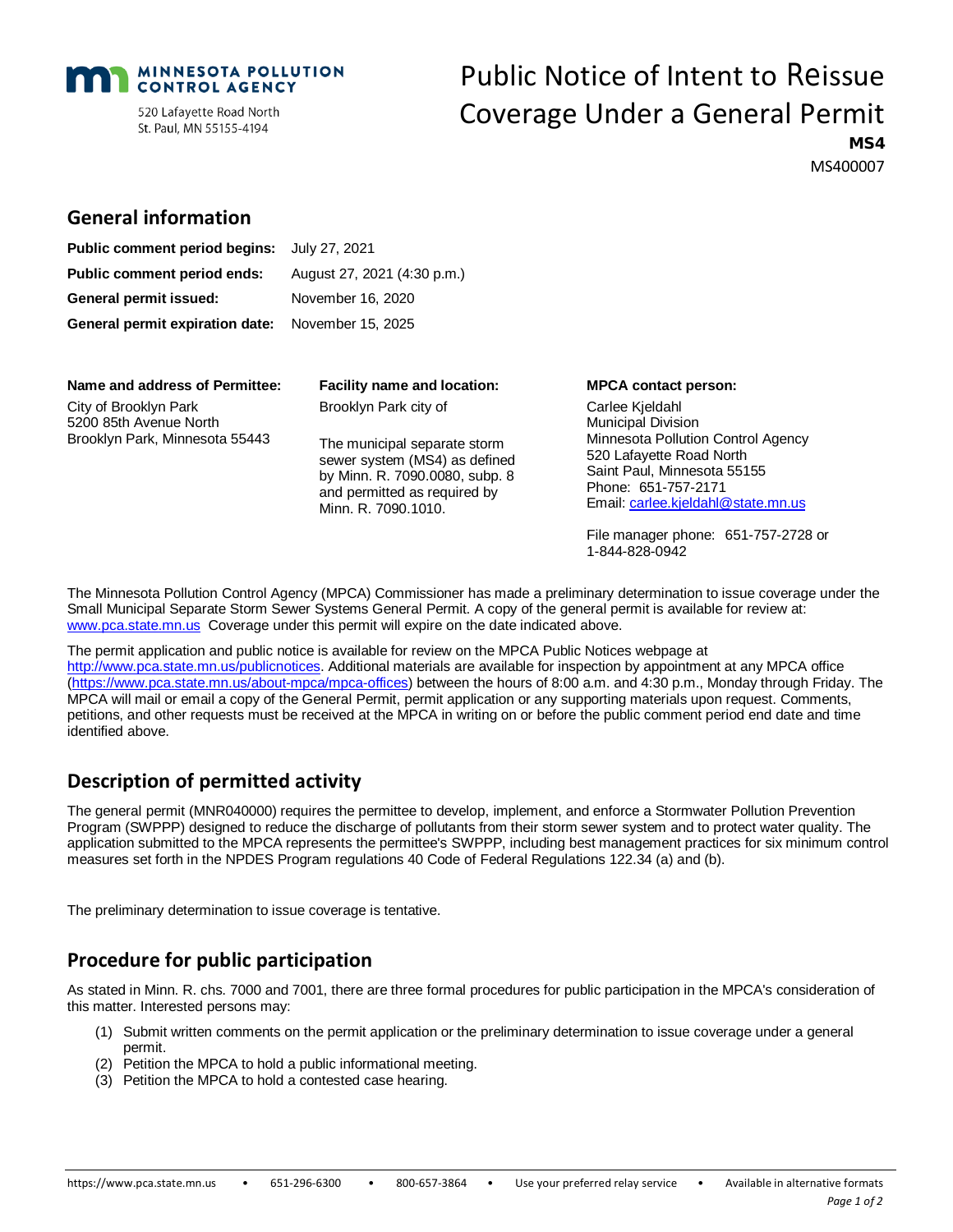**MINNESOTA POLLUTION CONTROL AGENCY**

520 Lafayette Road North
St. Paul, MN 55155-4194

# Public Notice of Intent to Reissue Coverage Under a General Permit

**MS4**

MS400007

## General information

| | |
|---|---|
| **Public comment period begins:** | July 27, 2021 |
| **Public comment period ends:** | August 27, 2021 (4:30 p.m.) |
| **General permit issued:** | November 16, 2020 |
| **General permit expiration date:** | November 15, 2025 |

**Name and address of Permittee:**

City of Brooklyn Park
5200 85th Avenue North
Brooklyn Park, Minnesota 55443

**Facility name and location:**

Brooklyn Park city of

The municipal separate storm sewer system (MS4) as defined by Minn. R. 7090.0080, subp. 8 and permitted as required by Minn. R. 7090.1010.

**MPCA contact person:**

Carlee Kjeldahl
Municipal Division
Minnesota Pollution Control Agency
520 Lafayette Road North
Saint Paul, Minnesota 55155
Phone: 651-757-2171
Email: carlee.kjeldahl@state.mn.us

File manager phone: 651-757-2728 or 1-844-828-0942

The Minnesota Pollution Control Agency (MPCA) Commissioner has made a preliminary determination to issue coverage under the Small Municipal Separate Storm Sewer Systems General Permit. A copy of the general permit is available for review at: www.pca.state.mn.us Coverage under this permit will expire on the date indicated above.

The permit application and public notice is available for review on the MPCA Public Notices webpage at http://www.pca.state.mn.us/publicnotices. Additional materials are available for inspection by appointment at any MPCA office (https://www.pca.state.mn.us/about-mpca/mpca-offices) between the hours of 8:00 a.m. and 4:30 p.m., Monday through Friday. The MPCA will mail or email a copy of the General Permit, permit application or any supporting materials upon request. Comments, petitions, and other requests must be received at the MPCA in writing on or before the public comment period end date and time identified above.

## Description of permitted activity

The general permit (MNR040000) requires the permittee to develop, implement, and enforce a Stormwater Pollution Prevention Program (SWPPP) designed to reduce the discharge of pollutants from their storm sewer system and to protect water quality. The application submitted to the MPCA represents the permittee's SWPPP, including best management practices for six minimum control measures set forth in the NPDES Program regulations 40 Code of Federal Regulations 122.34 (a) and (b).

The preliminary determination to issue coverage is tentative.

## Procedure for public participation

As stated in Minn. R. chs. 7000 and 7001, there are three formal procedures for public participation in the MPCA's consideration of this matter. Interested persons may:

(1) Submit written comments on the permit application or the preliminary determination to issue coverage under a general permit.
(2) Petition the MPCA to hold a public informational meeting.
(3) Petition the MPCA to hold a contested case hearing.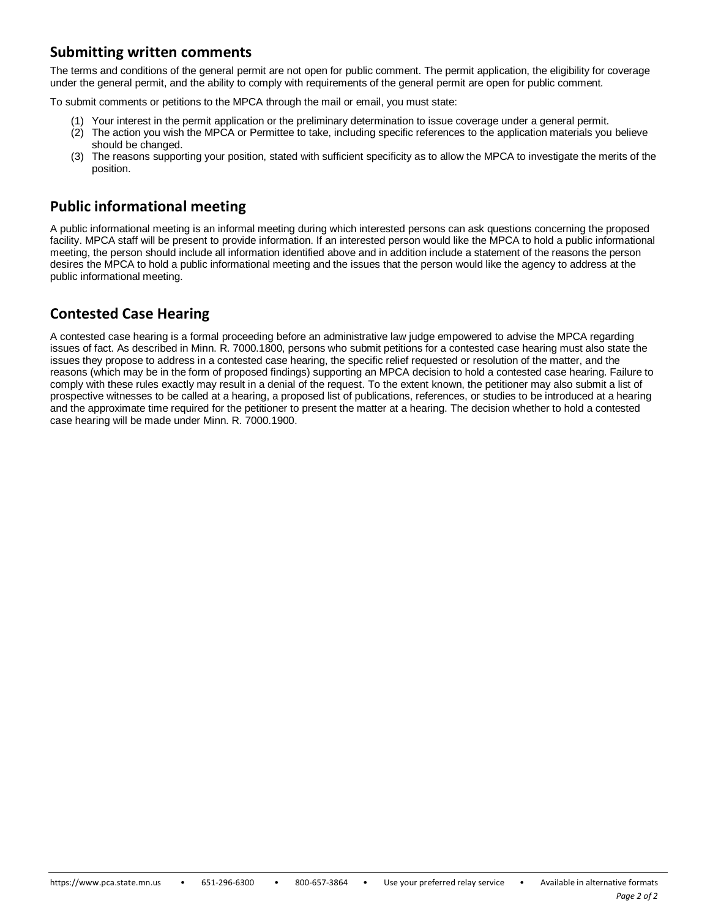## Submitting written comments

The terms and conditions of the general permit are not open for public comment. The permit application, the eligibility for coverage under the general permit, and the ability to comply with requirements of the general permit are open for public comment.

To submit comments or petitions to the MPCA through the mail or email, you must state:

(1) Your interest in the permit application or the preliminary determination to issue coverage under a general permit.
(2) The action you wish the MPCA or Permittee to take, including specific references to the application materials you believe should be changed.
(3) The reasons supporting your position, stated with sufficient specificity as to allow the MPCA to investigate the merits of the position.

## Public informational meeting

A public informational meeting is an informal meeting during which interested persons can ask questions concerning the proposed facility. MPCA staff will be present to provide information. If an interested person would like the MPCA to hold a public informational meeting, the person should include all information identified above and in addition include a statement of the reasons the person desires the MPCA to hold a public informational meeting and the issues that the person would like the agency to address at the public informational meeting.

## Contested Case Hearing

A contested case hearing is a formal proceeding before an administrative law judge empowered to advise the MPCA regarding issues of fact. As described in Minn. R. 7000.1800, persons who submit petitions for a contested case hearing must also state the issues they propose to address in a contested case hearing, the specific relief requested or resolution of the matter, and the reasons (which may be in the form of proposed findings) supporting an MPCA decision to hold a contested case hearing. Failure to comply with these rules exactly may result in a denial of the request. To the extent known, the petitioner may also submit a list of prospective witnesses to be called at a hearing, a proposed list of publications, references, or studies to be introduced at a hearing and the approximate time required for the petitioner to present the matter at a hearing. The decision whether to hold a contested case hearing will be made under Minn. R. 7000.1900.